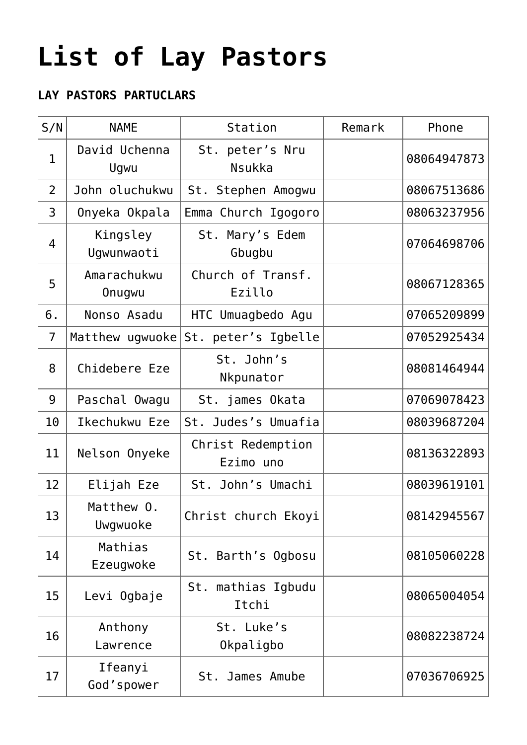# List of Lay Pastors

**LAY PASTORS PARTUCLARS**

| S/N | NAME | Station | Remark | Phone |
|---|---|---|---|---|
| 1 | David Uchenna Ugwu | St. peter's Nru Nsukka | | 08064947873 |
| 2 | John oluchukwu | St. Stephen Amogwu | | 08067513686 |
| 3 | Onyeka Okpala | Emma Church Igogoro | | 08063237956 |
| 4 | Kingsley Ugwunwaoti | St. Mary's Edem Gbugbu | | 07064698706 |
| 5 | Amarachukwu Onugwu | Church of Transf. Ezillo | | 08067128365 |
| 6. | Nonso Asadu | HTC Umuagbedo Agu | | 07065209899 |
| 7 | Matthew ugwuoke | St. peter's Igbelle | | 07052925434 |
| 8 | Chidebere Eze | St. John's Nkpunator | | 08081464944 |
| 9 | Paschal Owagu | St. james Okata | | 07069078423 |
| 10 | Ikechukwu Eze | St. Judes's Umuafia | | 08039687204 |
| 11 | Nelson Onyeke | Christ Redemption Ezimo uno | | 08136322893 |
| 12 | Elijah Eze | St. John's Umachi | | 08039619101 |
| 13 | Matthew O. Uwgwuoke | Christ church Ekoyi | | 08142945567 |
| 14 | Mathias Ezeugwoke | St. Barth's Ogbosu | | 08105060228 |
| 15 | Levi Ogbaje | St. mathias Igbudu Itchi | | 08065004054 |
| 16 | Anthony Lawrence | St. Luke's Okpaligbo | | 08082238724 |
| 17 | Ifeanyi God'spower | St. James Amube | | 07036706925 |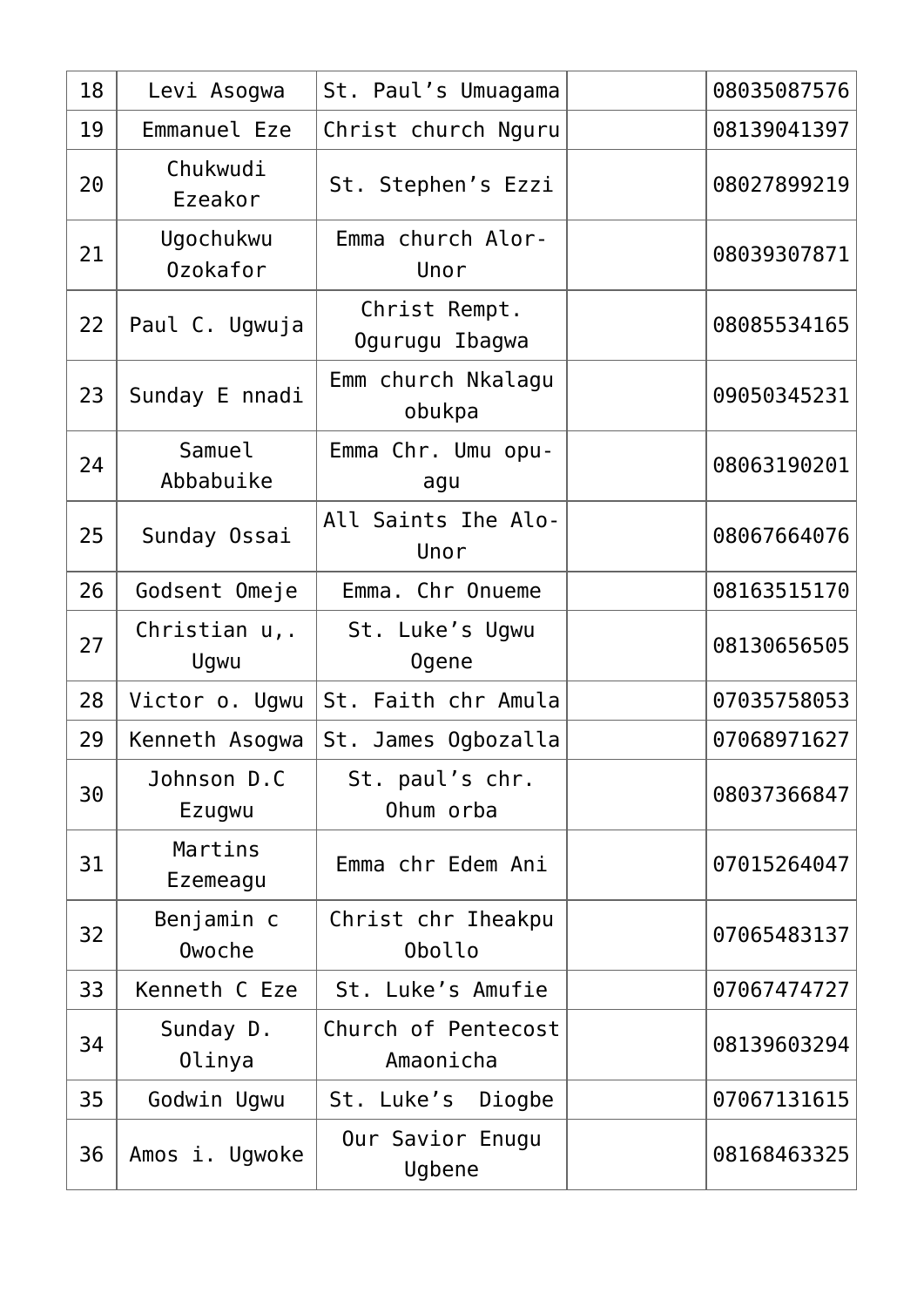| 18 | Levi Asogwa | St. Paul’s Umuagama | | 08035087576 |
|---|---|---|---|---|
| 19 | Emmanuel Eze | Christ church Nguru | | 08139041397 |
| 20 | Chukwudi Ezeakor | St. Stephen’s Ezzi | | 08027899219 |
| 21 | Ugochukwu Ozokafor | Emma church Alor-Unor | | 08039307871 |
| 22 | Paul C. Ugwuja | Christ Rempt. Ogurugu Ibagwa | | 08085534165 |
| 23 | Sunday E nnadi | Emm church Nkalagu obukpa | | 09050345231 |
| 24 | Samuel Abbabuike | Emma Chr. Umu opu-agu | | 08063190201 |
| 25 | Sunday Ossai | All Saints Ihe Alo-Unor | | 08067664076 |
| 26 | Godsent Omeje | Emma. Chr Onueme | | 08163515170 |
| 27 | Christian u,. Ugwu | St. Luke’s Ugwu Ogene | | 08130656505 |
| 28 | Victor o. Ugwu | St. Faith chr Amula | | 07035758053 |
| 29 | Kenneth Asogwa | St. James Ogbozalla | | 07068971627 |
| 30 | Johnson D.C Ezugwu | St. paul’s chr. Ohum orba | | 08037366847 |
| 31 | Martins Ezemeagu | Emma chr Edem Ani | | 07015264047 |
| 32 | Benjamin c Owoche | Christ chr Iheakpu Obollo | | 07065483137 |
| 33 | Kenneth C Eze | St. Luke’s Amufie | | 07067474727 |
| 34 | Sunday D. Olinya | Church of Pentecost Amaonicha | | 08139603294 |
| 35 | Godwin Ugwu | St. Luke’s Diogbe | | 07067131615 |
| 36 | Amos i. Ugwoke | Our Savior Enugu Ugbene | | 08168463325 |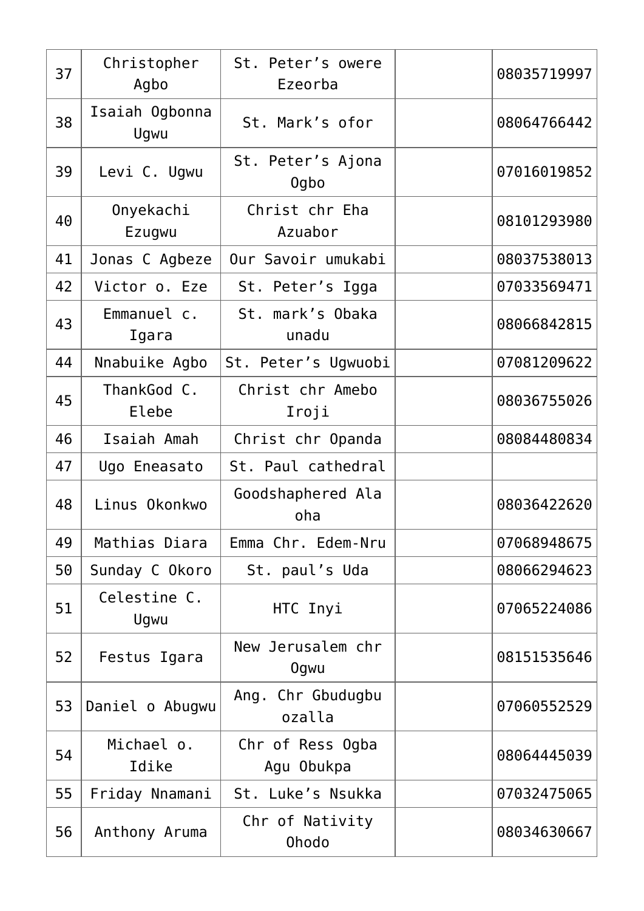| 37 | Christopher Agbo | St. Peter’s owere Ezeorba | | 08035719997 |
|---|---|---|---|---|
| 38 | Isaiah Ogbonna Ugwu | St. Mark’s ofor | | 08064766442 |
| 39 | Levi C. Ugwu | St. Peter’s Ajona Ogbo | | 07016019852 |
| 40 | Onyekachi Ezugwu | Christ chr Eha Azuabor | | 08101293980 |
| 41 | Jonas C Agbeze | Our Savoir umukabi | | 08037538013 |
| 42 | Victor o. Eze | St. Peter’s Igga | | 07033569471 |
| 43 | Emmanuel c. Igara | St. mark’s Obaka unadu | | 08066842815 |
| 44 | Nnabuike Agbo | St. Peter’s Ugwuobi | | 07081209622 |
| 45 | ThankGod C. Elebe | Christ chr Amebo Iroji | | 08036755026 |
| 46 | Isaiah Amah | Christ chr Opanda | | 08084480834 |
| 47 | Ugo Eneasato | St. Paul cathedral | | |
| 48 | Linus Okonkwo | Goodshaphered Ala oha | | 08036422620 |
| 49 | Mathias Diara | Emma Chr. Edem-Nru | | 07068948675 |
| 50 | Sunday C Okoro | St. paul’s Uda | | 08066294623 |
| 51 | Celestine C. Ugwu | HTC Inyi | | 07065224086 |
| 52 | Festus Igara | New Jerusalem chr Ogwu | | 08151535646 |
| 53 | Daniel o Abugwu | Ang. Chr Gbudugbu ozalla | | 07060552529 |
| 54 | Michael o. Idike | Chr of Ress Ogba Agu Obukpa | | 08064445039 |
| 55 | Friday Nnamani | St. Luke’s Nsukka | | 07032475065 |
| 56 | Anthony Aruma | Chr of Nativity Ohodo | | 08034630667 |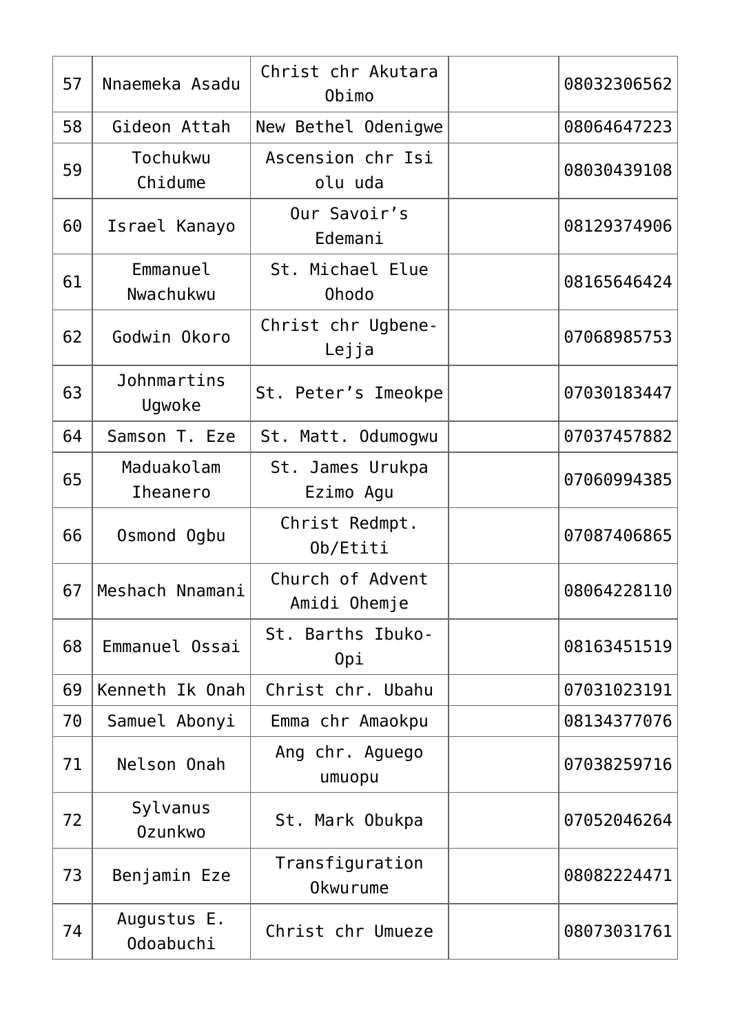| 57 | Nnaemeka Asadu | Christ chr Akutara Obimo | | 08032306562 |
|---|---|---|---|---|
| 58 | Gideon Attah | New Bethel Odenigwe | | 08064647223 |
| 59 | Tochukwu Chidume | Ascension chr Isi olu uda | | 08030439108 |
| 60 | Israel Kanayo | Our Savoir’s Edemani | | 08129374906 |
| 61 | Emmanuel Nwachukwu | St. Michael Elue Ohodo | | 08165646424 |
| 62 | Godwin Okoro | Christ chr Ugbene-Lejja | | 07068985753 |
| 63 | Johnmartins Ugwoke | St. Peter’s Imeokpe | | 07030183447 |
| 64 | Samson T. Eze | St. Matt. Odumogwu | | 07037457882 |
| 65 | Maduakolam Iheanero | St. James Urukpa Ezimo Agu | | 07060994385 |
| 66 | Osmond Ogbu | Christ Redmpt. Ob/Etiti | | 07087406865 |
| 67 | Meshach Nnamani | Church of Advent Amidi Ohemje | | 08064228110 |
| 68 | Emmanuel Ossai | St. Barths Ibuko-Opi | | 08163451519 |
| 69 | Kenneth Ik Onah | Christ chr. Ubahu | | 07031023191 |
| 70 | Samuel Abonyi | Emma chr Amaokpu | | 08134377076 |
| 71 | Nelson Onah | Ang chr. Aguego umuopu | | 07038259716 |
| 72 | Sylvanus Ozunkwo | St. Mark Obukpa | | 07052046264 |
| 73 | Benjamin Eze | Transfiguration Okwurume | | 08082224471 |
| 74 | Augustus E. Odoabuchi | Christ chr Umueze | | 08073031761 |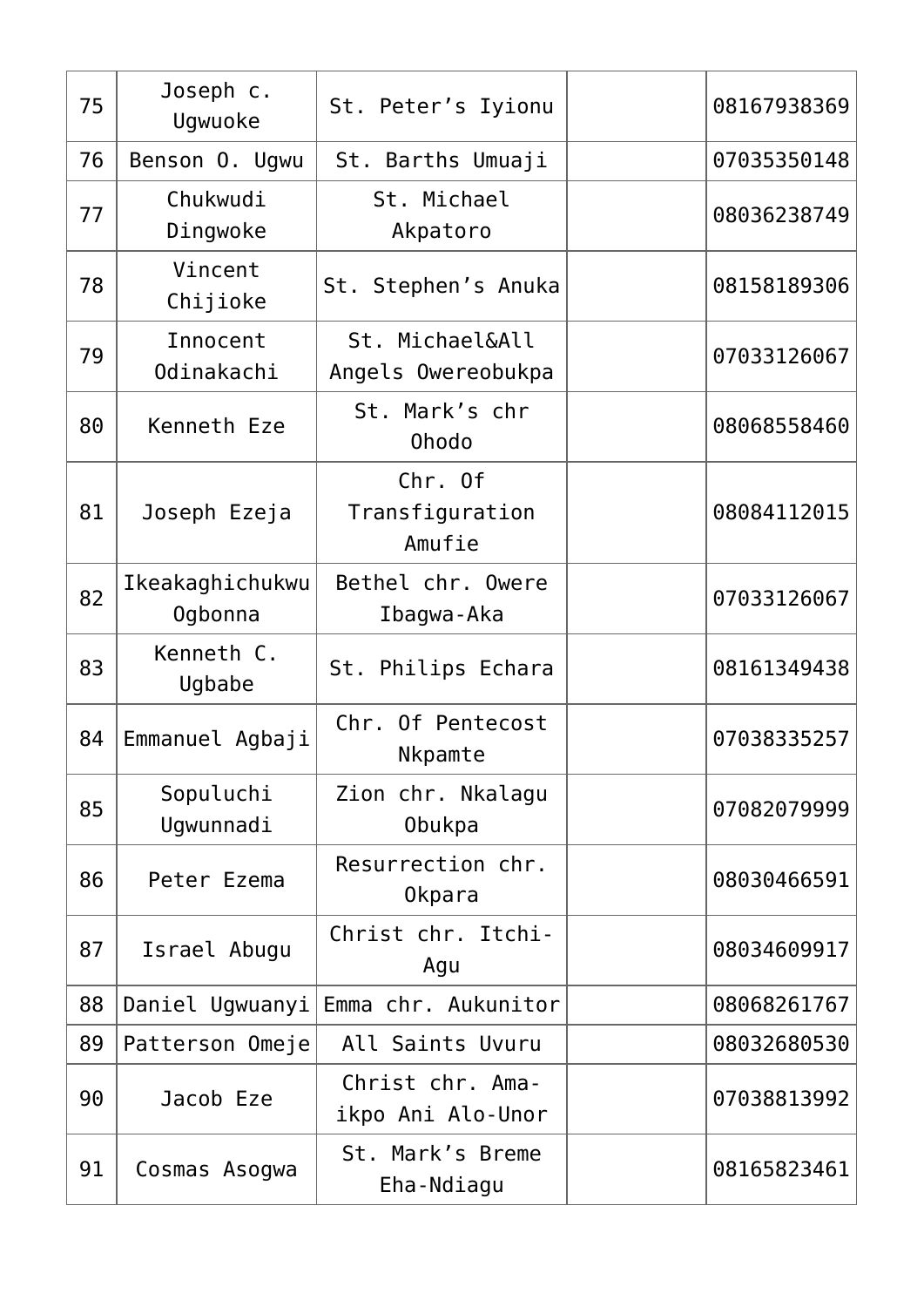| 75 | Joseph c. Ugwuoke | St. Peter’s Iyionu | | 08167938369 |
|---|---|---|---|---|
| 76 | Benson O. Ugwu | St. Barths Umuaji | | 07035350148 |
| 77 | Chukwudi Dingwoke | St. Michael Akpatoro | | 08036238749 |
| 78 | Vincent Chijioke | St. Stephen’s Anuka | | 08158189306 |
| 79 | Innocent Odinakachi | St. Michael&All Angels Owereobukpa | | 07033126067 |
| 80 | Kenneth Eze | St. Mark’s chr Ohodo | | 08068558460 |
| 81 | Joseph Ezeja | Chr. Of Transfiguration Amufie | | 08084112015 |
| 82 | Ikeakaghichukwu Ogbonna | Bethel chr. Owere Ibagwa-Aka | | 07033126067 |
| 83 | Kenneth C. Ugbabe | St. Philips Echara | | 08161349438 |
| 84 | Emmanuel Agbaji | Chr. Of Pentecost Nkpamte | | 07038335257 |
| 85 | Sopuluchi Ugwunnadi | Zion chr. Nkalagu Obukpa | | 07082079999 |
| 86 | Peter Ezema | Resurrection chr. Okpara | | 08030466591 |
| 87 | Israel Abugu | Christ chr. Itchi-Agu | | 08034609917 |
| 88 | Daniel Ugwuanyi | Emma chr. Aukunitor | | 08068261767 |
| 89 | Patterson Omeje | All Saints Uvuru | | 08032680530 |
| 90 | Jacob Eze | Christ chr. Ama-ikpo Ani Alo-Unor | | 07038813992 |
| 91 | Cosmas Asogwa | St. Mark’s Breme Eha-Ndiagu | | 08165823461 |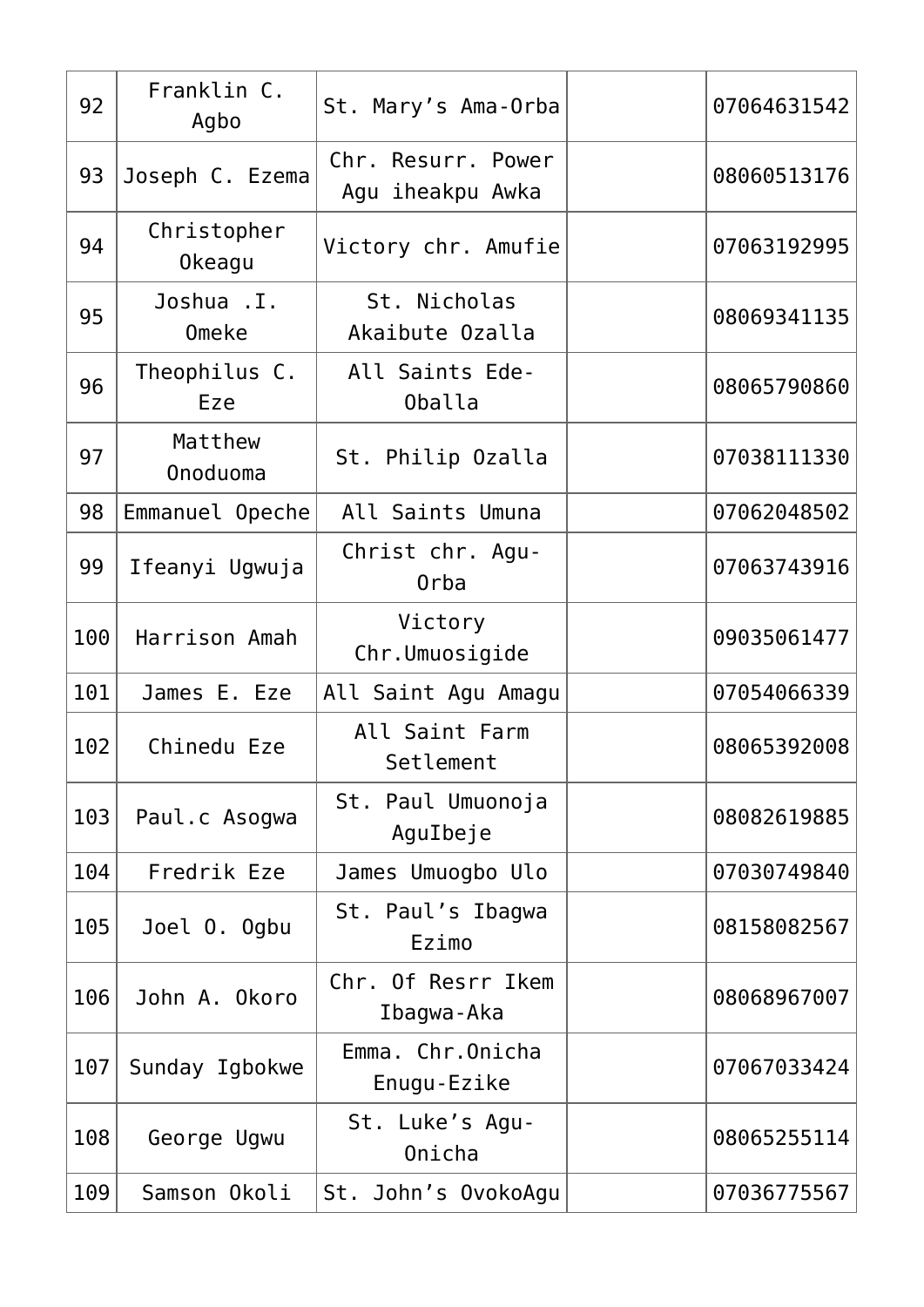| | | | | |
|---|---|---|---|---|
| 92 | Franklin C. Agbo | St. Mary’s Ama-Orba | | 07064631542 |
| 93 | Joseph C. Ezema | Chr. Resurr. Power Agu iheakpu Awka | | 08060513176 |
| 94 | Christopher Okeagu | Victory chr. Amufie | | 07063192995 |
| 95 | Joshua .I. Omeke | St. Nicholas Akaibute Ozalla | | 08069341135 |
| 96 | Theophilus C. Eze | All Saints Ede-Oballa | | 08065790860 |
| 97 | Matthew Onoduoma | St. Philip Ozalla | | 07038111330 |
| 98 | Emmanuel Opeche | All Saints Umuna | | 07062048502 |
| 99 | Ifeanyi Ugwuja | Christ chr. Agu-Orba | | 07063743916 |
| 100 | Harrison Amah | Victory Chr.Umuosigide | | 09035061477 |
| 101 | James E. Eze | All Saint Agu Amagu | | 07054066339 |
| 102 | Chinedu Eze | All Saint Farm Setlement | | 08065392008 |
| 103 | Paul.c Asogwa | St. Paul Umuonoja AguIbeje | | 08082619885 |
| 104 | Fredrik Eze | James Umuogbo Ulo | | 07030749840 |
| 105 | Joel O. Ogbu | St. Paul’s Ibagwa Ezimo | | 08158082567 |
| 106 | John A. Okoro | Chr. Of Resrr Ikem Ibagwa-Aka | | 08068967007 |
| 107 | Sunday Igbokwe | Emma. Chr.Onicha Enugu-Ezike | | 07067033424 |
| 108 | George Ugwu | St. Luke’s Agu-Onicha | | 08065255114 |
| 109 | Samson Okoli | St. John’s OvokoAgu | | 07036775567 |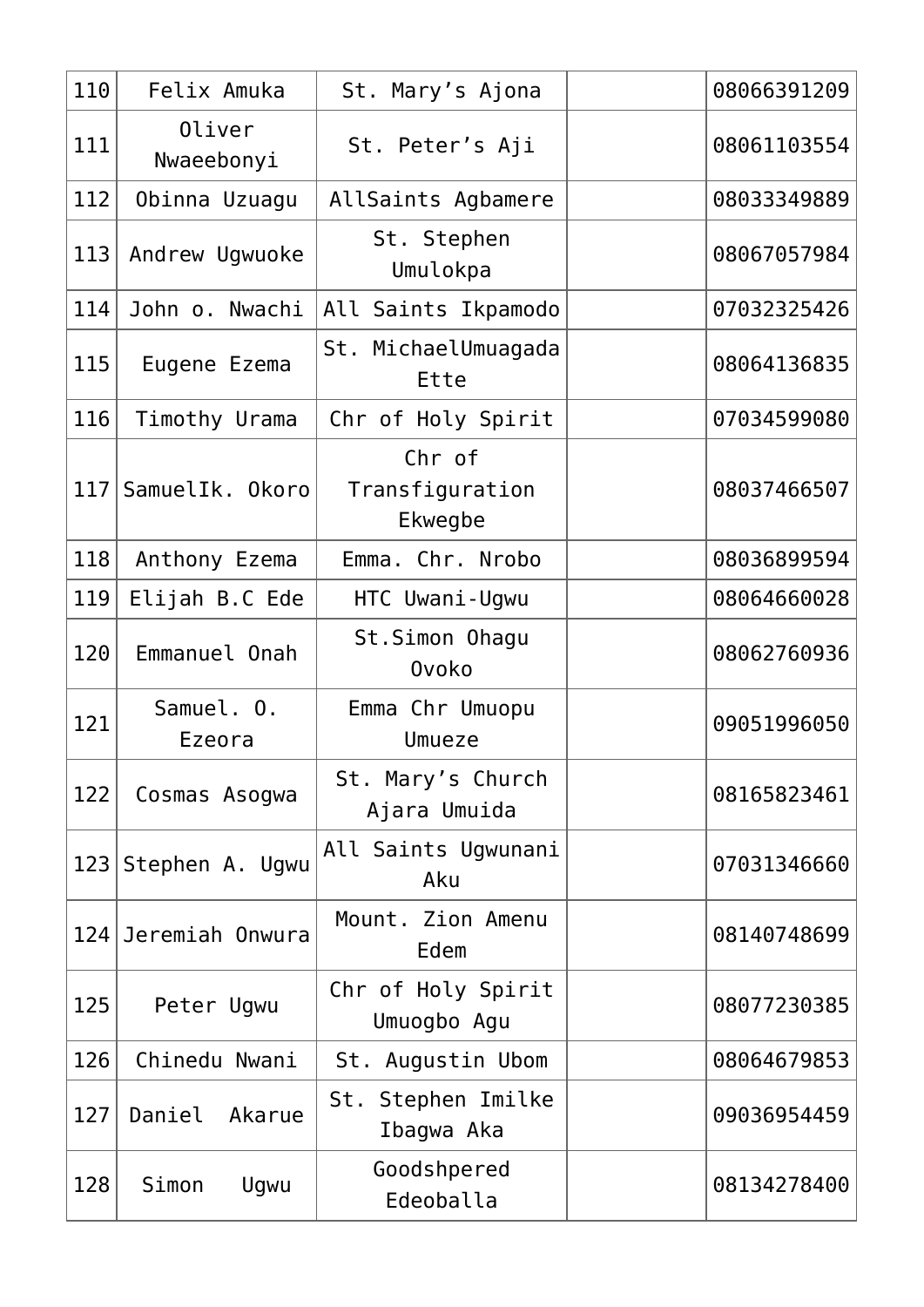| 110 | Felix Amuka | St. Mary's Ajona | | 08066391209 |
|---|---|---|---|---|
| 111 | Oliver Nwaeebonyi | St. Peter's Aji | | 08061103554 |
| 112 | Obinna Uzuagu | AllSaints Agbamere | | 08033349889 |
| 113 | Andrew Ugwuoke | St. Stephen Umulokpa | | 08067057984 |
| 114 | John o. Nwachi | All Saints Ikpamodo | | 07032325426 |
| 115 | Eugene Ezema | St. MichaelUmuagada Ette | | 08064136835 |
| 116 | Timothy Urama | Chr of Holy Spirit | | 07034599080 |
| 117 | SamuelIk. Okoro | Chr of Transfiguration Ekwegbe | | 08037466507 |
| 118 | Anthony Ezema | Emma. Chr. Nrobo | | 08036899594 |
| 119 | Elijah B.C Ede | HTC Uwani-Ugwu | | 08064660028 |
| 120 | Emmanuel Onah | St.Simon Ohagu Ovoko | | 08062760936 |
| 121 | Samuel. O. Ezeora | Emma Chr Umuopu Umueze | | 09051996050 |
| 122 | Cosmas Asogwa | St. Mary's Church Ajara Umuida | | 08165823461 |
| 123 | Stephen A. Ugwu | All Saints Ugwunani Aku | | 07031346660 |
| 124 | Jeremiah Onwura | Mount. Zion Amenu Edem | | 08140748699 |
| 125 | Peter Ugwu | Chr of Holy Spirit Umuogbo Agu | | 08077230385 |
| 126 | Chinedu Nwani | St. Augustin Ubom | | 08064679853 |
| 127 | Daniel Akarue | St. Stephen Imilke Ibagwa Aka | | 09036954459 |
| 128 | Simon Ugwu | Goodshpered Edeoballa | | 08134278400 |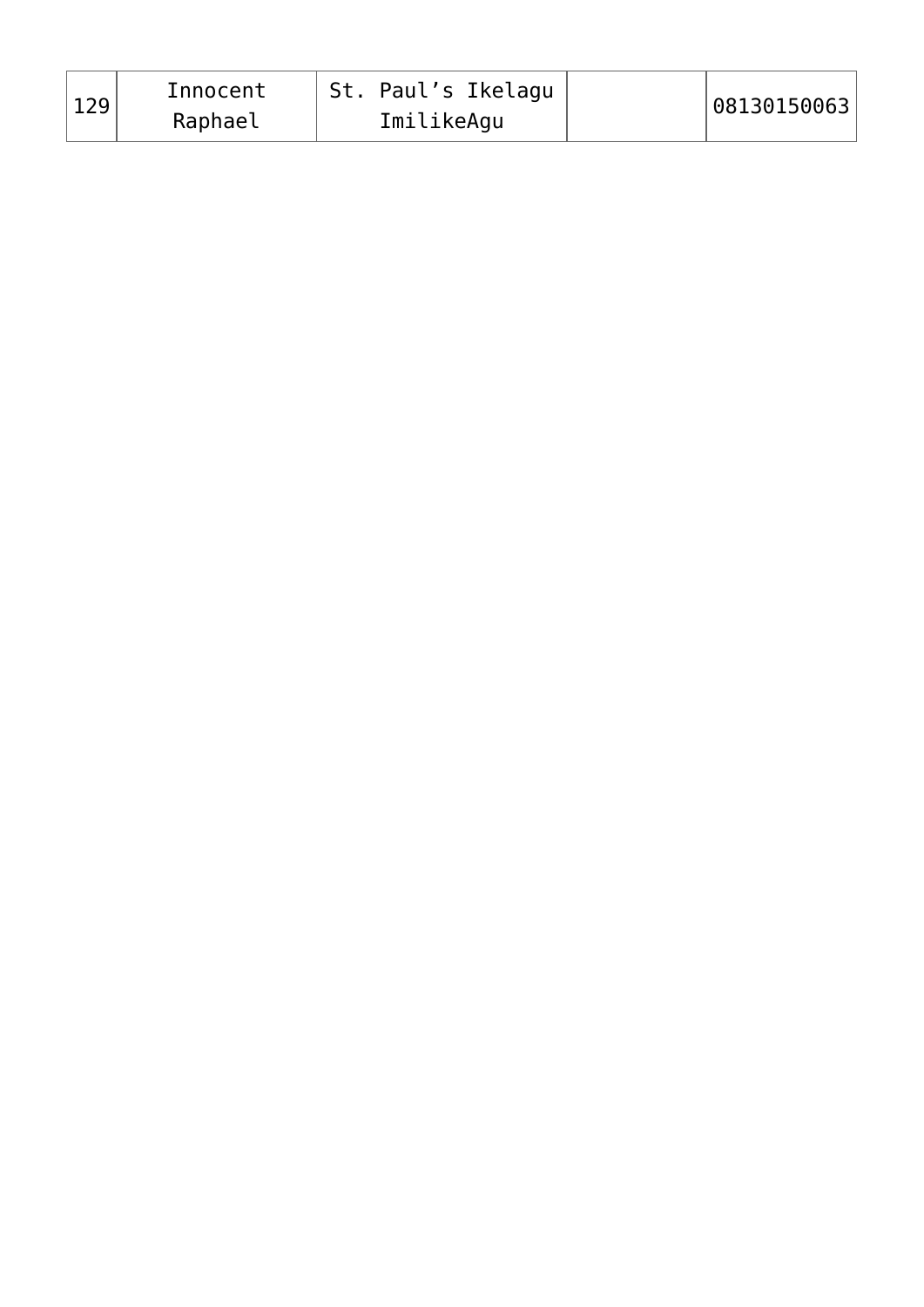| | | | | |
|---|---|---|---|---|
| 129 | Innocent Raphael | St. Paul’s Ikelagu ImilikeAgu | | 08130150063 |